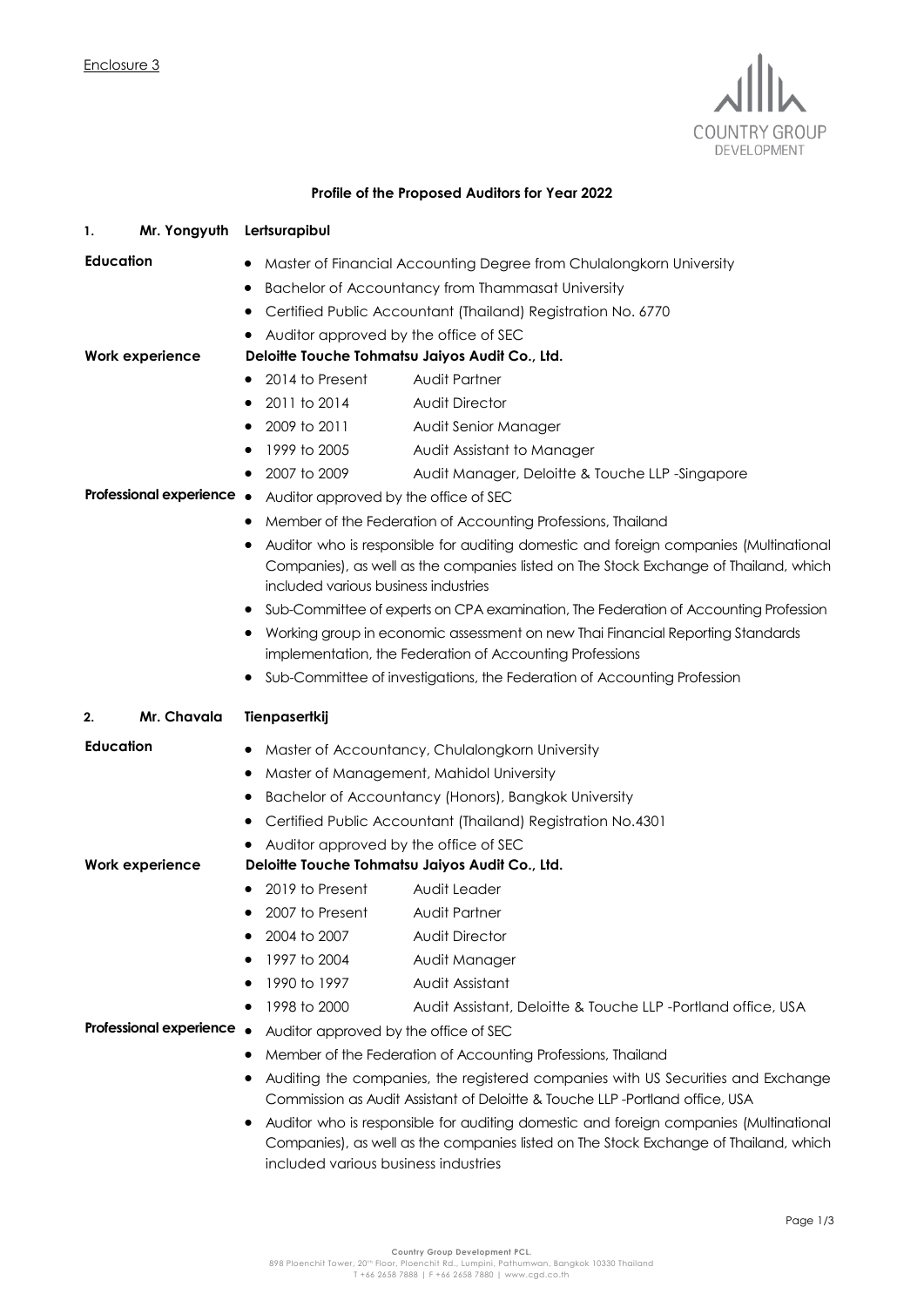Enclosure 3

COUNTRY GROUP DEVELOPMENT

**Profile of the Proposed Auditors for Year 2022**

**1. Mr. Yongyuth Lertsurapibul**

**Education**

- Master of Financial Accounting Degree from Chulalongkorn University
- Bachelor of Accountancy from Thammasat University
- Certified Public Accountant (Thailand) Registration No. 6770
- Auditor approved by the office of SEC

**Work experience**

**Deloitte Touche Tohmatsu Jaiyos Audit Co., Ltd.**

- 2014 to Present Audit Partner
- 2011 to 2014 Audit Director
- 2009 to 2011 Audit Senior Manager
- 1999 to 2005 Audit Assistant to Manager
- 2007 to 2009 Audit Manager, Deloitte & Touche LLP -Singapore

**Professional experience**

- Auditor approved by the office of SEC
- Member of the Federation of Accounting Professions, Thailand
- Auditor who is responsible for auditing domestic and foreign companies (Multinational Companies), as well as the companies listed on The Stock Exchange of Thailand, which included various business industries
- Sub-Committee of experts on CPA examination, The Federation of Accounting Profession
- Working group in economic assessment on new Thai Financial Reporting Standards implementation, the Federation of Accounting Professions
- Sub-Committee of investigations, the Federation of Accounting Profession

**2. Mr. Chavala Tienpasertkij**

**Education**

- Master of Accountancy, Chulalongkorn University
- Master of Management, Mahidol University
- Bachelor of Accountancy (Honors), Bangkok University
- Certified Public Accountant (Thailand) Registration No.4301
- Auditor approved by the office of SEC

**Work experience**

**Deloitte Touche Tohmatsu Jaiyos Audit Co., Ltd.**

- 2019 to Present Audit Leader
- 2007 to Present Audit Partner
- 2004 to 2007 Audit Director
- 1997 to 2004 Audit Manager
- 1990 to 1997 Audit Assistant
- 1998 to 2000 Audit Assistant, Deloitte & Touche LLP -Portland office, USA

**Professional experience**

- Auditor approved by the office of SEC
- Member of the Federation of Accounting Professions, Thailand
- Auditing the companies, the registered companies with US Securities and Exchange Commission as Audit Assistant of Deloitte & Touche LLP -Portland office, USA
- Auditor who is responsible for auditing domestic and foreign companies (Multinational Companies), as well as the companies listed on The Stock Exchange of Thailand, which included various business industries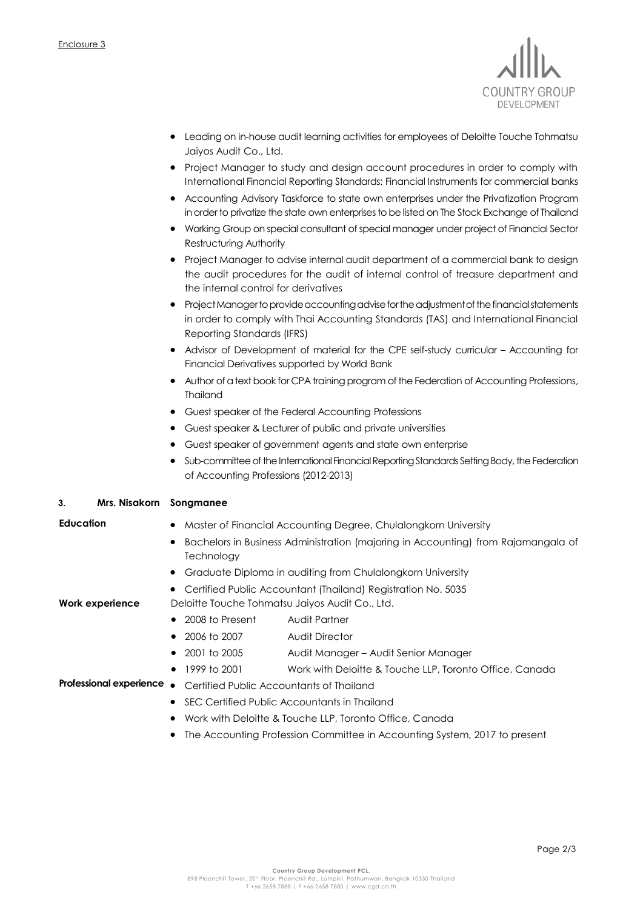Enclosure 3

- Leading on in-house audit learning activities for employees of Deloitte Touche Tohmatsu Jaiyos Audit Co., Ltd.
- Project Manager to study and design account procedures in order to comply with International Financial Reporting Standards: Financial Instruments for commercial banks
- Accounting Advisory Taskforce to state own enterprises under the Privatization Program in order to privatize the state own enterprises to be listed on The Stock Exchange of Thailand
- Working Group on special consultant of special manager under project of Financial Sector Restructuring Authority
- Project Manager to advise internal audit department of a commercial bank to design the audit procedures for the audit of internal control of treasure department and the internal control for derivatives
- Project Manager to provide accounting advise for the adjustment of the financial statements in order to comply with Thai Accounting Standards (TAS) and International Financial Reporting Standards (IFRS)
- Advisor of Development of material for the CPE self-study curricular – Accounting for Financial Derivatives supported by World Bank
- Author of a text book for CPA training program of the Federation of Accounting Professions, Thailand
- Guest speaker of the Federal Accounting Professions
- Guest speaker & Lecturer of public and private universities
- Guest speaker of government agents and state own enterprise
- Sub-committee of the International Financial Reporting Standards Setting Body, the Federation of Accounting Professions (2012-2013)

### 3. Mrs. Nisakorn Songmanee

**Education**

- Master of Financial Accounting Degree, Chulalongkorn University
- Bachelors in Business Administration (majoring in Accounting) from Rajamangala of Technology
- Graduate Diploma in auditing from Chulalongkorn University
- Certified Public Accountant (Thailand) Registration No. 5035

**Work experience**

Deloitte Touche Tohmatsu Jaiyos Audit Co., Ltd.

- 2008 to Present — Audit Partner
- 2006 to 2007 — Audit Director
- 2001 to 2005 — Audit Manager – Audit Senior Manager
- 1999 to 2001 — Work with Deloitte & Touche LLP, Toronto Office, Canada

**Professional experience**

- Certified Public Accountants of Thailand
- SEC Certified Public Accountants in Thailand
- Work with Deloitte & Touche LLP, Toronto Office, Canada
- The Accounting Profession Committee in Accounting System, 2017 to present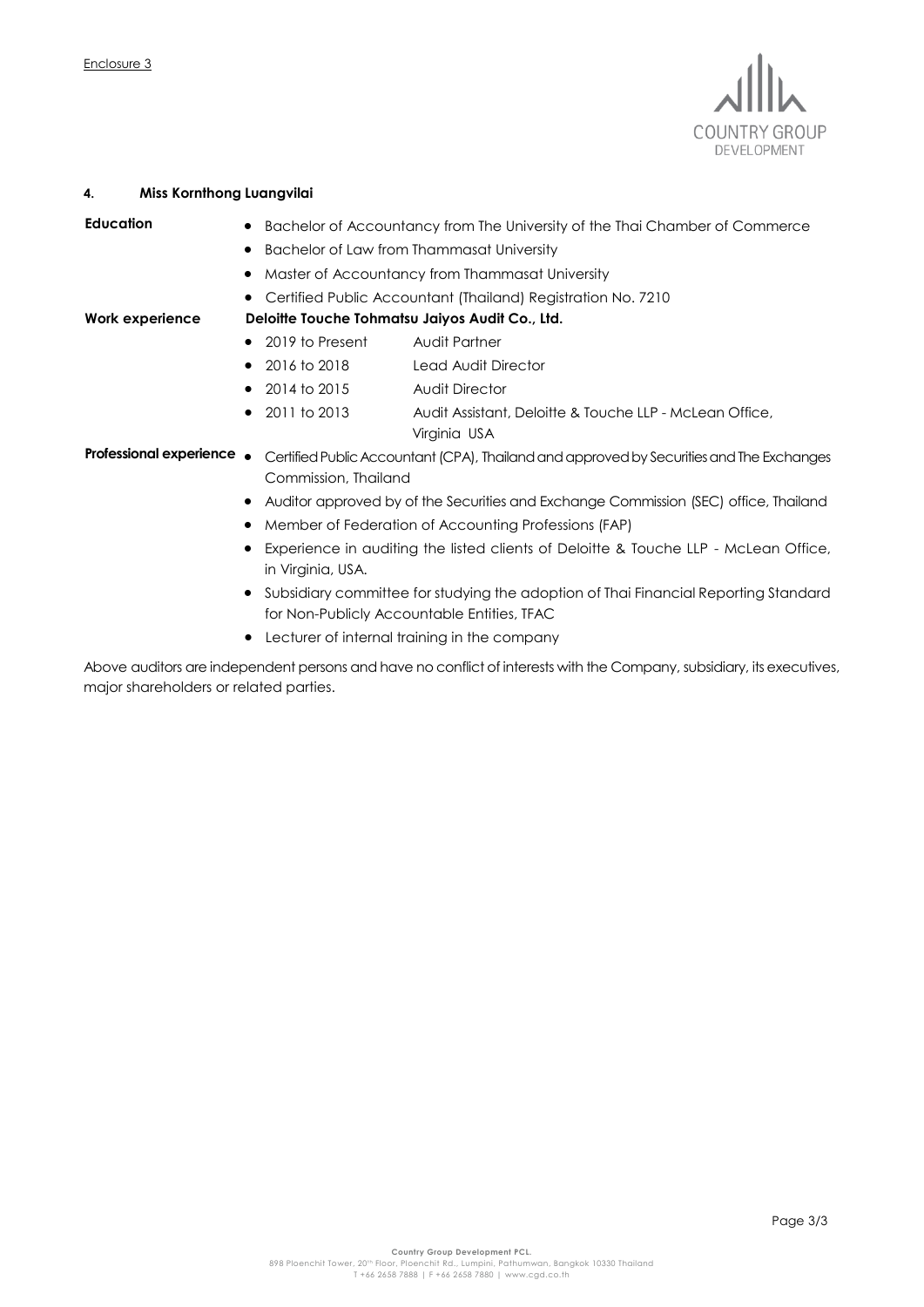Enclosure 3

#### 4. Miss Kornthong Luangvilai

**Education**

- Bachelor of Accountancy from The University of the Thai Chamber of Commerce
- Bachelor of Law from Thammasat University
- Master of Accountancy from Thammasat University
- Certified Public Accountant (Thailand) Registration No. 7210

**Work experience**

**Deloitte Touche Tohmatsu Jaiyos Audit Co., Ltd.**

- 2019 to Present — Audit Partner
- 2016 to 2018 — Lead Audit Director
- 2014 to 2015 — Audit Director
- 2011 to 2013 — Audit Assistant, Deloitte & Touche LLP - McLean Office, Virginia USA

**Professional experience**

- Certified Public Accountant (CPA), Thailand and approved by Securities and The Exchanges Commission, Thailand
- Auditor approved by of the Securities and Exchange Commission (SEC) office, Thailand
- Member of Federation of Accounting Professions (FAP)
- Experience in auditing the listed clients of Deloitte & Touche LLP - McLean Office, in Virginia, USA.
- Subsidiary committee for studying the adoption of Thai Financial Reporting Standard for Non-Publicly Accountable Entities, TFAC
- Lecturer of internal training in the company

Above auditors are independent persons and have no conflict of interests with the Company, subsidiary, its executives, major shareholders or related parties.